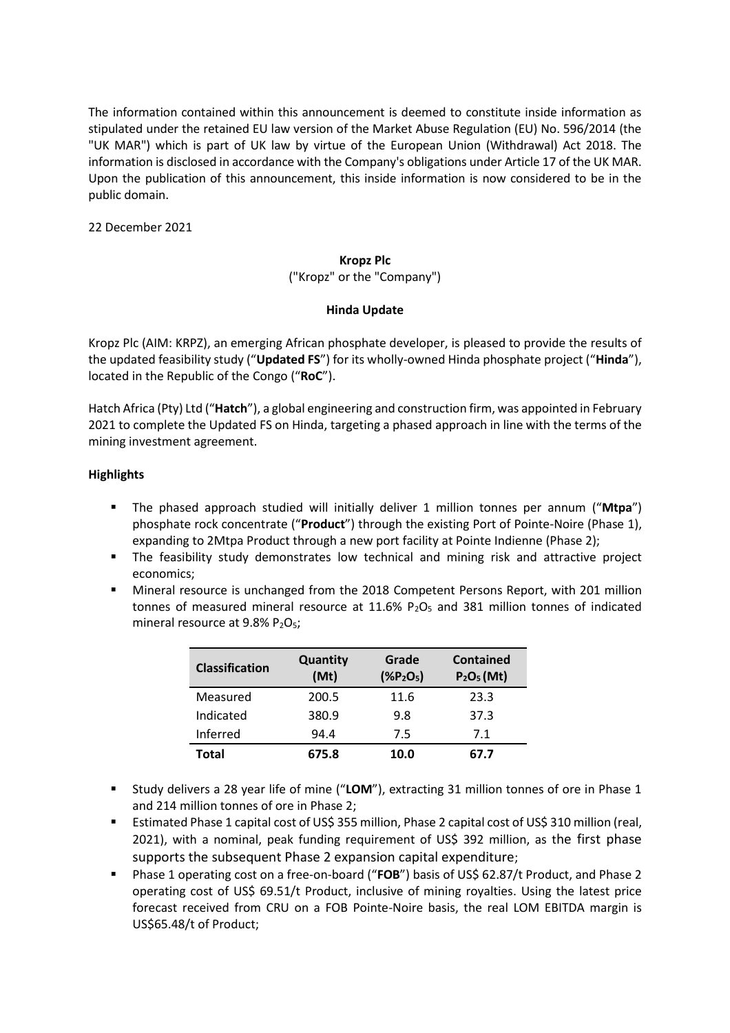The information contained within this announcement is deemed to constitute inside information as stipulated under the retained EU law version of the Market Abuse Regulation (EU) No. 596/2014 (the "UK MAR") which is part of UK law by virtue of the European Union (Withdrawal) Act 2018. The information is disclosed in accordance with the Company's obligations under Article 17 of the UK MAR. Upon the publication of this announcement, this inside information is now considered to be in the public domain.

22 December 2021

**Kropz Plc**

("Kropz" or the "Company")

**Hinda Update**

Kropz Plc (AIM: KRPZ), an emerging African phosphate developer, is pleased to provide the results of the updated feasibility study ("**Updated FS**") for its wholly-owned Hinda phosphate project ("**Hinda**"), located in the Republic of the Congo ("**RoC**").

Hatch Africa (Pty) Ltd ("**Hatch**"), a global engineering and construction firm, was appointed in February 2021 to complete the Updated FS on Hinda, targeting a phased approach in line with the terms of the mining investment agreement.

**Highlights**

- The phased approach studied will initially deliver 1 million tonnes per annum ("**Mtpa**") phosphate rock concentrate ("**Product**") through the existing Port of Pointe-Noire (Phase 1), expanding to 2Mtpa Product through a new port facility at Pointe Indienne (Phase 2);
- The feasibility study demonstrates low technical and mining risk and attractive project economics;
- Mineral resource is unchanged from the 2018 Competent Persons Report, with 201 million tonnes of measured mineral resource at 11.6% $P_2O_5$ and 381 million tonnes of indicated mineral resource at 9.8% $P_2O_5$;

| Classification | Quantity (Mt) | Grade (%$P_2O_5$) | Contained $P_2O_5$ (Mt) |
|---|---|---|---|
| Measured | 200.5 | 11.6 | 23.3 |
| Indicated | 380.9 | 9.8 | 37.3 |
| Inferred | 94.4 | 7.5 | 7.1 |
| **Total** | **675.8** | **10.0** | **67.7** |

- Study delivers a 28 year life of mine ("**LOM**"), extracting 31 million tonnes of ore in Phase 1 and 214 million tonnes of ore in Phase 2;
- Estimated Phase 1 capital cost of US$ 355 million, Phase 2 capital cost of US$ 310 million (real, 2021), with a nominal, peak funding requirement of US$ 392 million, as the first phase supports the subsequent Phase 2 expansion capital expenditure;
- Phase 1 operating cost on a free-on-board ("**FOB**") basis of US$ 62.87/t Product, and Phase 2 operating cost of US$ 69.51/t Product, inclusive of mining royalties. Using the latest price forecast received from CRU on a FOB Pointe-Noire basis, the real LOM EBITDA margin is US$65.48/t of Product;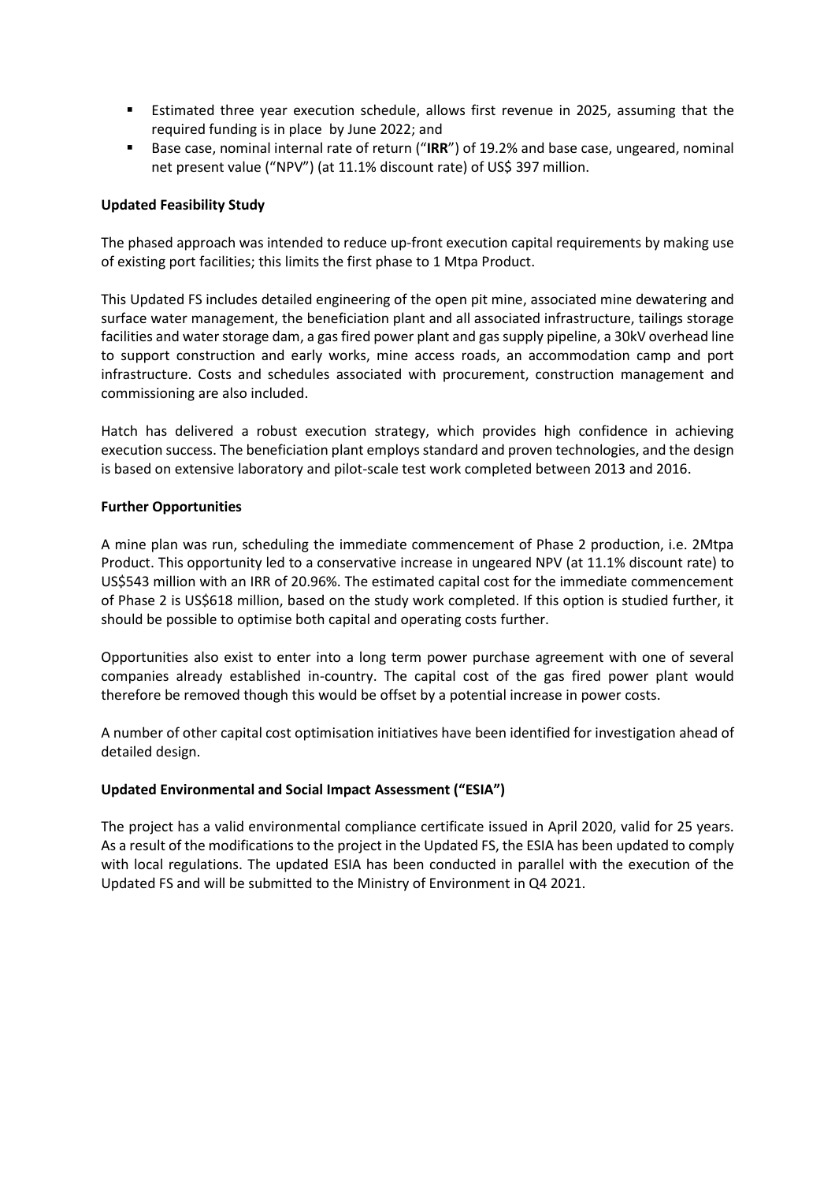- Estimated three year execution schedule, allows first revenue in 2025, assuming that the required funding is in place by June 2022; and
- Base case, nominal internal rate of return ("**IRR**") of 19.2% and base case, ungeared, nominal net present value ("NPV") (at 11.1% discount rate) of US$ 397 million.

**Updated Feasibility Study**

The phased approach was intended to reduce up-front execution capital requirements by making use of existing port facilities; this limits the first phase to 1 Mtpa Product.

This Updated FS includes detailed engineering of the open pit mine, associated mine dewatering and surface water management, the beneficiation plant and all associated infrastructure, tailings storage facilities and water storage dam, a gas fired power plant and gas supply pipeline, a 30kV overhead line to support construction and early works, mine access roads, an accommodation camp and port infrastructure. Costs and schedules associated with procurement, construction management and commissioning are also included.

Hatch has delivered a robust execution strategy, which provides high confidence in achieving execution success. The beneficiation plant employs standard and proven technologies, and the design is based on extensive laboratory and pilot-scale test work completed between 2013 and 2016.

**Further Opportunities**

A mine plan was run, scheduling the immediate commencement of Phase 2 production, i.e. 2Mtpa Product. This opportunity led to a conservative increase in ungeared NPV (at 11.1% discount rate) to US$543 million with an IRR of 20.96%. The estimated capital cost for the immediate commencement of Phase 2 is US$618 million, based on the study work completed. If this option is studied further, it should be possible to optimise both capital and operating costs further.

Opportunities also exist to enter into a long term power purchase agreement with one of several companies already established in-country. The capital cost of the gas fired power plant would therefore be removed though this would be offset by a potential increase in power costs.

A number of other capital cost optimisation initiatives have been identified for investigation ahead of detailed design.

**Updated Environmental and Social Impact Assessment ("ESIA")**

The project has a valid environmental compliance certificate issued in April 2020, valid for 25 years. As a result of the modifications to the project in the Updated FS, the ESIA has been updated to comply with local regulations. The updated ESIA has been conducted in parallel with the execution of the Updated FS and will be submitted to the Ministry of Environment in Q4 2021.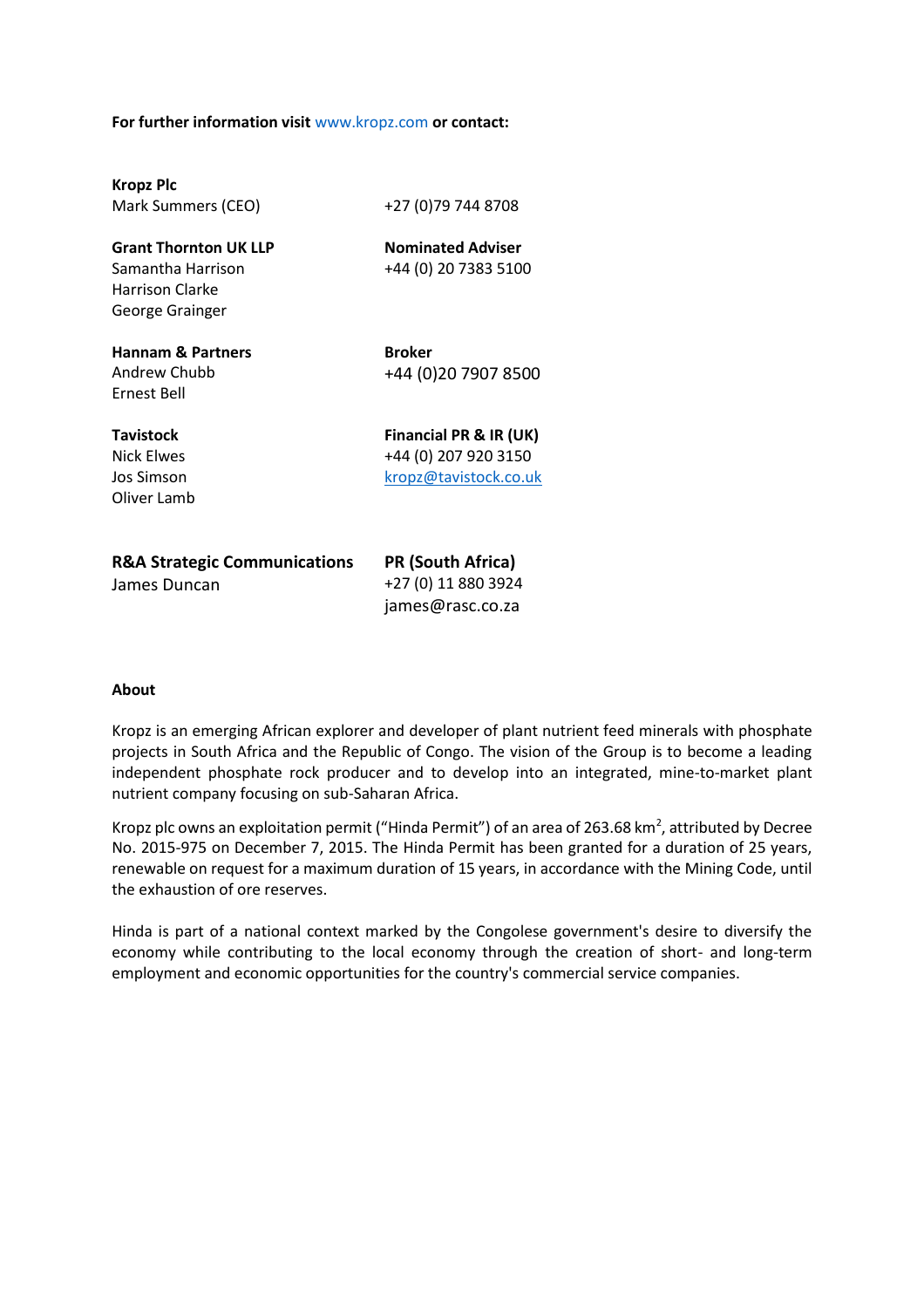**For further information visit www.kropz.com or contact:**

| | |
|---|---|
| **Kropz Plc**<br>Mark Summers (CEO) | +27 (0)79 744 8708 |
| **Grant Thornton UK LLP**<br>Samantha Harrison<br>Harrison Clarke<br>George Grainger | **Nominated Adviser**<br>+44 (0) 20 7383 5100 |
| **Hannam & Partners**<br>Andrew Chubb<br>Ernest Bell | **Broker**<br>+44 (0)20 7907 8500 |
| **Tavistock**<br>Nick Elwes<br>Jos Simson<br>Oliver Lamb | **Financial PR & IR (UK)**<br>+44 (0) 207 920 3150<br>kropz@tavistock.co.uk |
| **R&A Strategic Communications**<br>James Duncan | **PR (South Africa)**<br>+27 (0) 11 880 3924<br>james@rasc.co.za |

**About**

Kropz is an emerging African explorer and developer of plant nutrient feed minerals with phosphate projects in South Africa and the Republic of Congo. The vision of the Group is to become a leading independent phosphate rock producer and to develop into an integrated, mine-to-market plant nutrient company focusing on sub-Saharan Africa.

Kropz plc owns an exploitation permit ("Hinda Permit") of an area of 263.68 km$^2$, attributed by Decree No. 2015-975 on December 7, 2015. The Hinda Permit has been granted for a duration of 25 years, renewable on request for a maximum duration of 15 years, in accordance with the Mining Code, until the exhaustion of ore reserves.

Hinda is part of a national context marked by the Congolese government's desire to diversify the economy while contributing to the local economy through the creation of short- and long-term employment and economic opportunities for the country's commercial service companies.